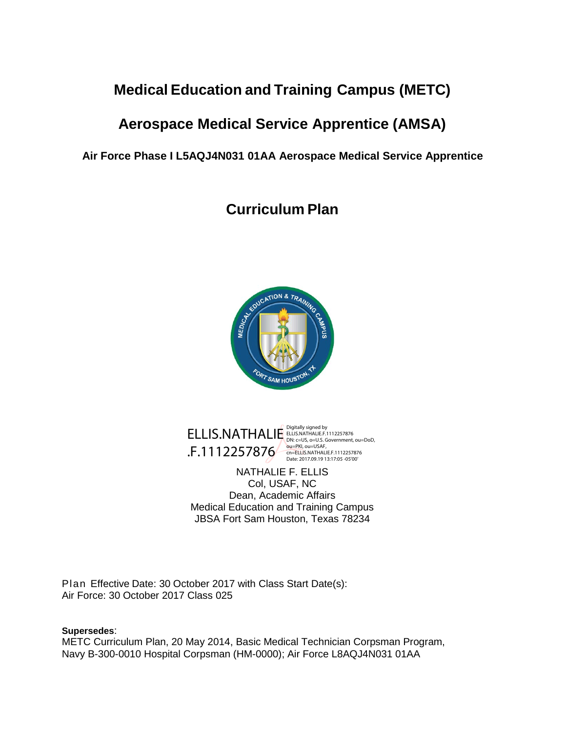# Medical Education and Training Campus (METC)

# Aerospace Medical Service Apprentice (AMSA)

**Air Force Phase I L5AQJ4N031 01AA Aerospace Medical Service Apprentice**

## Curriculum Plan

ELLIS.NATHALIE.F.1112257876

Digitally signed by ELLIS.NATHALIE.F.1112257876
DN: c=US, o=U.S. Government, ou=DoD, ou=PKI, ou=USAF, cn=ELLIS.NATHALIE.F.1112257876
Date: 2017.09.19 13:17:05 -05'00'

NATHALIE F. ELLIS
Col, USAF, NC
Dean, Academic Affairs
Medical Education and Training Campus
JBSA Fort Sam Houston, Texas 78234

Plan Effective Date: 30 October 2017 with Class Start Date(s):
Air Force: 30 October 2017 Class 025

**Supersedes**:
METC Curriculum Plan, 20 May 2014, Basic Medical Technician Corpsman Program, Navy B-300-0010 Hospital Corpsman (HM-0000); Air Force L8AQJ4N031 01AA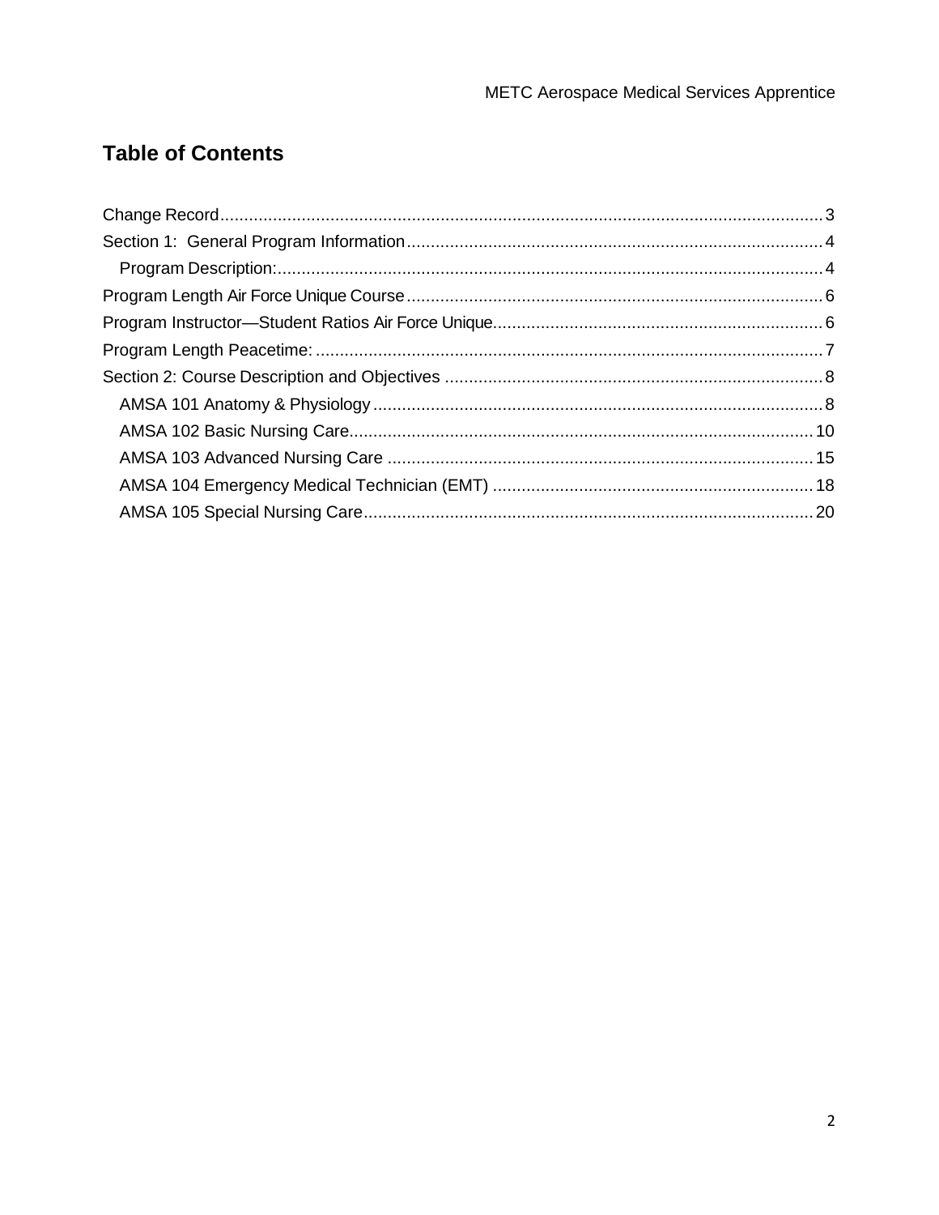## Table of Contents

- Change Record .......... 3
- Section 1: General Program Information .......... 4
  - Program Description: .......... 4
- Program Length Air Force Unique Course .......... 6
- Program Instructor—Student Ratios Air Force Unique .......... 6
- Program Length Peacetime: .......... 7
- Section 2: Course Description and Objectives .......... 8
  - AMSA 101 Anatomy & Physiology .......... 8
  - AMSA 102 Basic Nursing Care .......... 10
  - AMSA 103 Advanced Nursing Care .......... 15
  - AMSA 104 Emergency Medical Technician (EMT) .......... 18
  - AMSA 105 Special Nursing Care .......... 20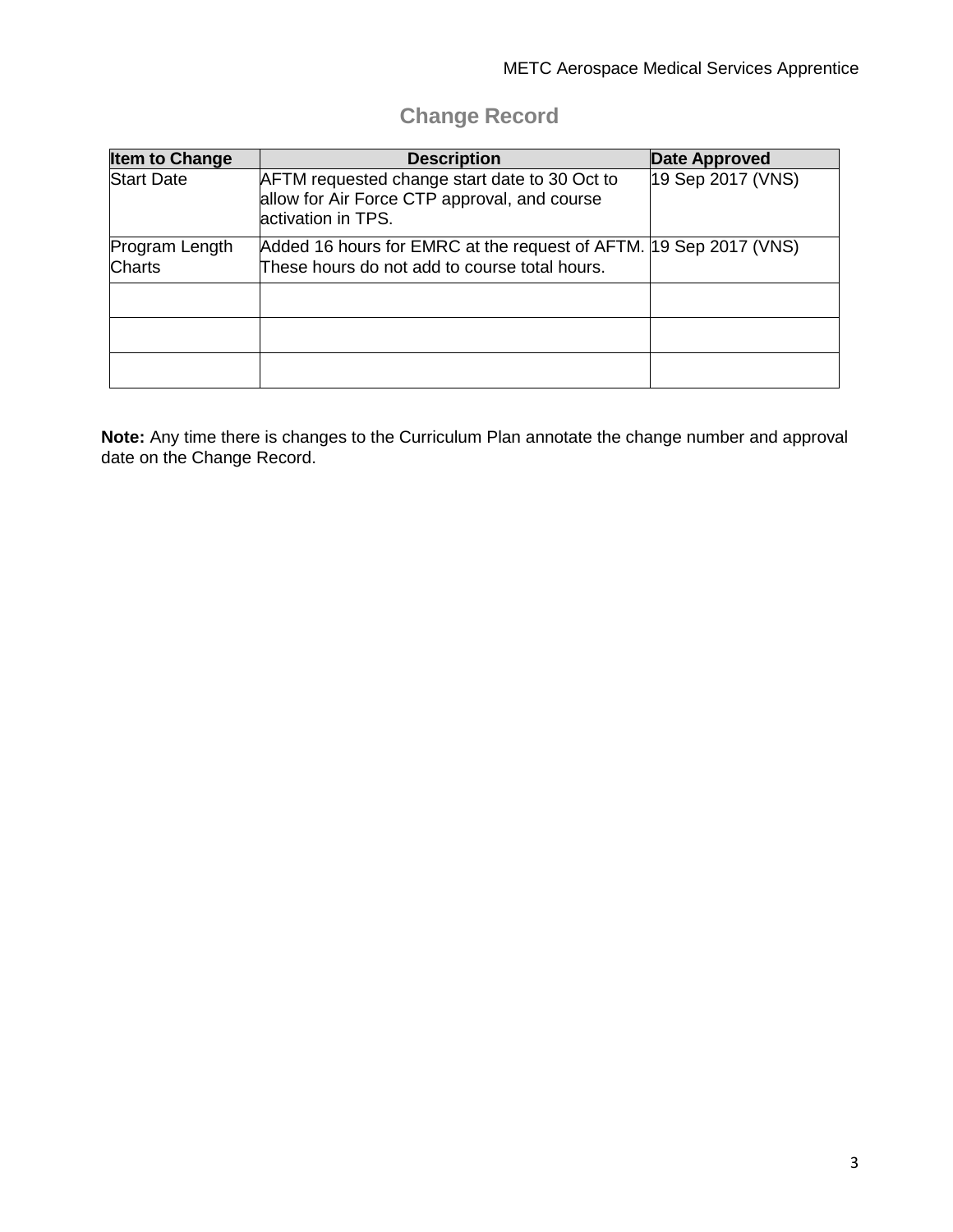## Change Record

| Item to Change | Description | Date Approved |
|---|---|---|
| Start Date | AFTM requested change start date to 30 Oct to allow for Air Force CTP approval, and course activation in TPS. | 19 Sep 2017 (VNS) |
| Program Length Charts | Added 16 hours for EMRC at the request of AFTM. These hours do not add to course total hours. | 19 Sep 2017 (VNS) |
| | | |
| | | |
| | | |

**Note:** Any time there is changes to the Curriculum Plan annotate the change number and approval date on the Change Record.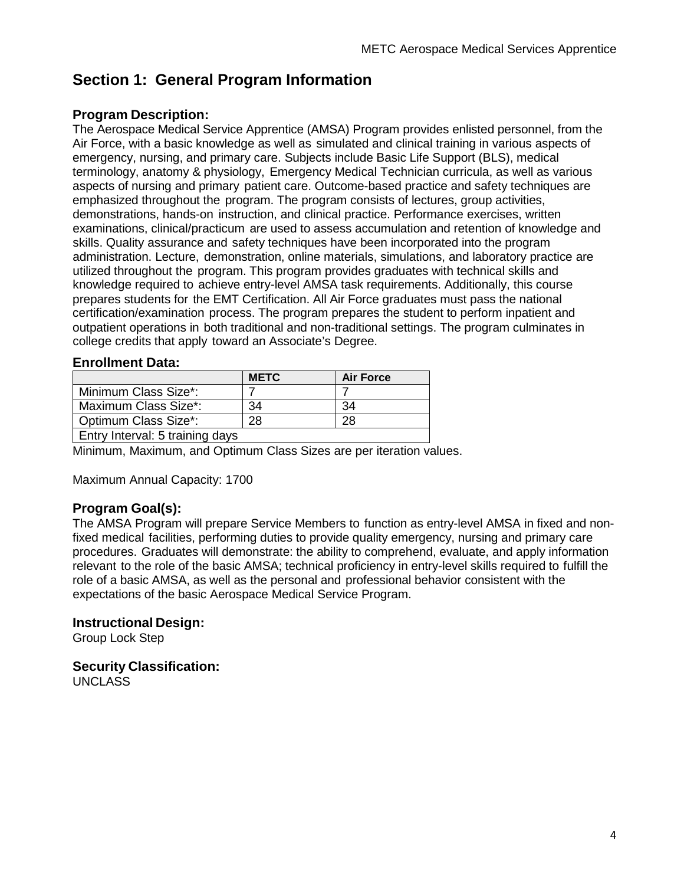# Section 1: General Program Information

## Program Description:

The Aerospace Medical Service Apprentice (AMSA) Program provides enlisted personnel, from the Air Force, with a basic knowledge as well as simulated and clinical training in various aspects of emergency, nursing, and primary care. Subjects include Basic Life Support (BLS), medical terminology, anatomy & physiology, Emergency Medical Technician curricula, as well as various aspects of nursing and primary patient care. Outcome-based practice and safety techniques are emphasized throughout the program. The program consists of lectures, group activities, demonstrations, hands-on instruction, and clinical practice. Performance exercises, written examinations, clinical/practicum are used to assess accumulation and retention of knowledge and skills. Quality assurance and safety techniques have been incorporated into the program administration. Lecture, demonstration, online materials, simulations, and laboratory practice are utilized throughout the program. This program provides graduates with technical skills and knowledge required to achieve entry-level AMSA task requirements. Additionally, this course prepares students for the EMT Certification. All Air Force graduates must pass the national certification/examination process. The program prepares the student to perform inpatient and outpatient operations in both traditional and non-traditional settings. The program culminates in college credits that apply toward an Associate's Degree.

## Enrollment Data:

| | METC | Air Force |
|---|---|---|
| Minimum Class Size*: | 7 | 7 |
| Maximum Class Size*: | 34 | 34 |
| Optimum Class Size*: | 28 | 28 |
| Entry Interval: 5 training days | | |

Minimum, Maximum, and Optimum Class Sizes are per iteration values.

Maximum Annual Capacity: 1700

## Program Goal(s):

The AMSA Program will prepare Service Members to function as entry-level AMSA in fixed and non-fixed medical facilities, performing duties to provide quality emergency, nursing and primary care procedures. Graduates will demonstrate: the ability to comprehend, evaluate, and apply information relevant to the role of the basic AMSA; technical proficiency in entry-level skills required to fulfill the role of a basic AMSA, as well as the personal and professional behavior consistent with the expectations of the basic Aerospace Medical Service Program.

## Instructional Design:

Group Lock Step

## Security Classification:

UNCLASS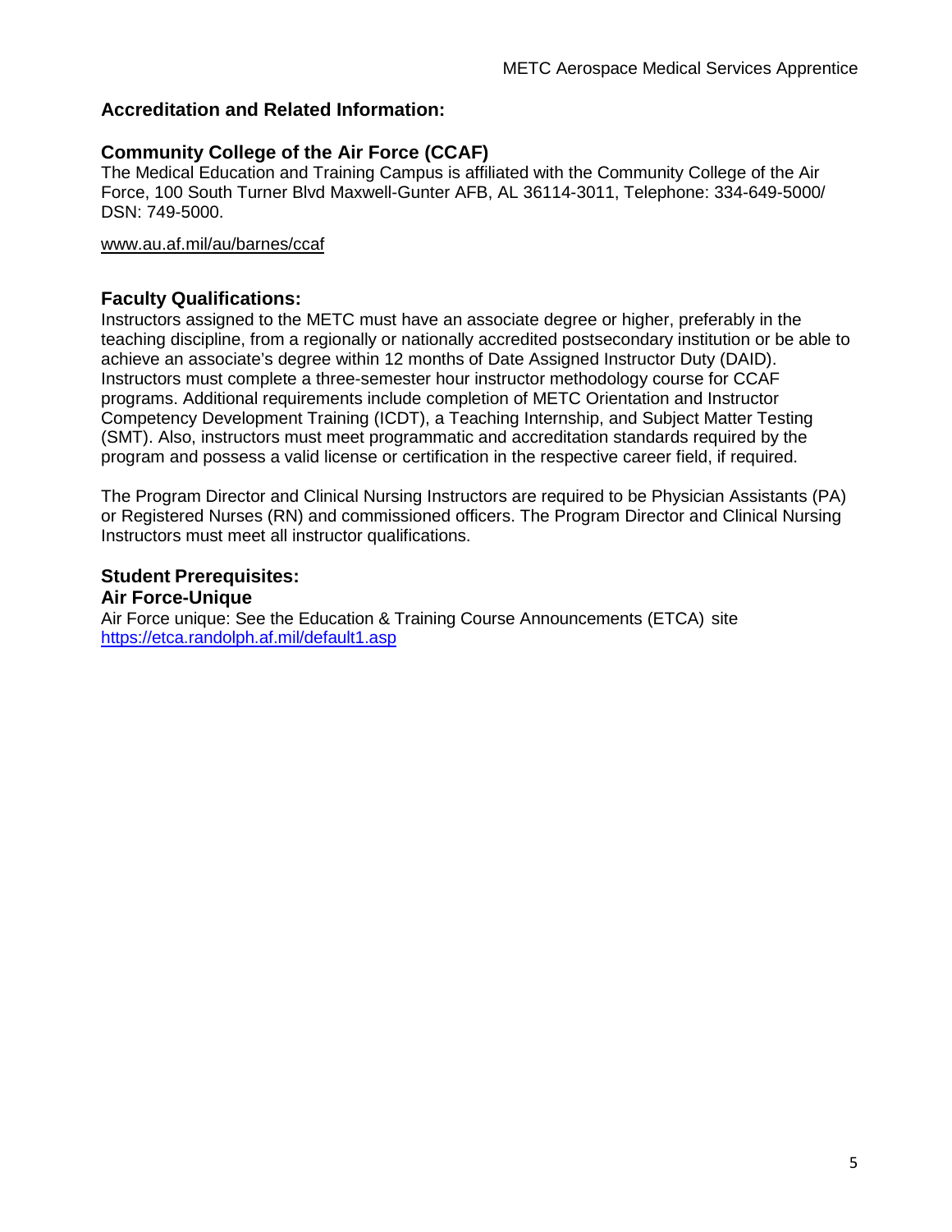## Accreditation and Related Information:

### Community College of the Air Force (CCAF)

The Medical Education and Training Campus is affiliated with the Community College of the Air Force, 100 South Turner Blvd Maxwell-Gunter AFB, AL 36114-3011, Telephone: 334-649-5000/ DSN: 749-5000.

www.au.af.mil/au/barnes/ccaf

## Faculty Qualifications:

Instructors assigned to the METC must have an associate degree or higher, preferably in the teaching discipline, from a regionally or nationally accredited postsecondary institution or be able to achieve an associate's degree within 12 months of Date Assigned Instructor Duty (DAID). Instructors must complete a three-semester hour instructor methodology course for CCAF programs. Additional requirements include completion of METC Orientation and Instructor Competency Development Training (ICDT), a Teaching Internship, and Subject Matter Testing (SMT). Also, instructors must meet programmatic and accreditation standards required by the program and possess a valid license or certification in the respective career field, if required.

The Program Director and Clinical Nursing Instructors are required to be Physician Assistants (PA) or Registered Nurses (RN) and commissioned officers. The Program Director and Clinical Nursing Instructors must meet all instructor qualifications.

## Student Prerequisites:

### Air Force-Unique

Air Force unique: See the Education & Training Course Announcements (ETCA) site https://etca.randolph.af.mil/default1.asp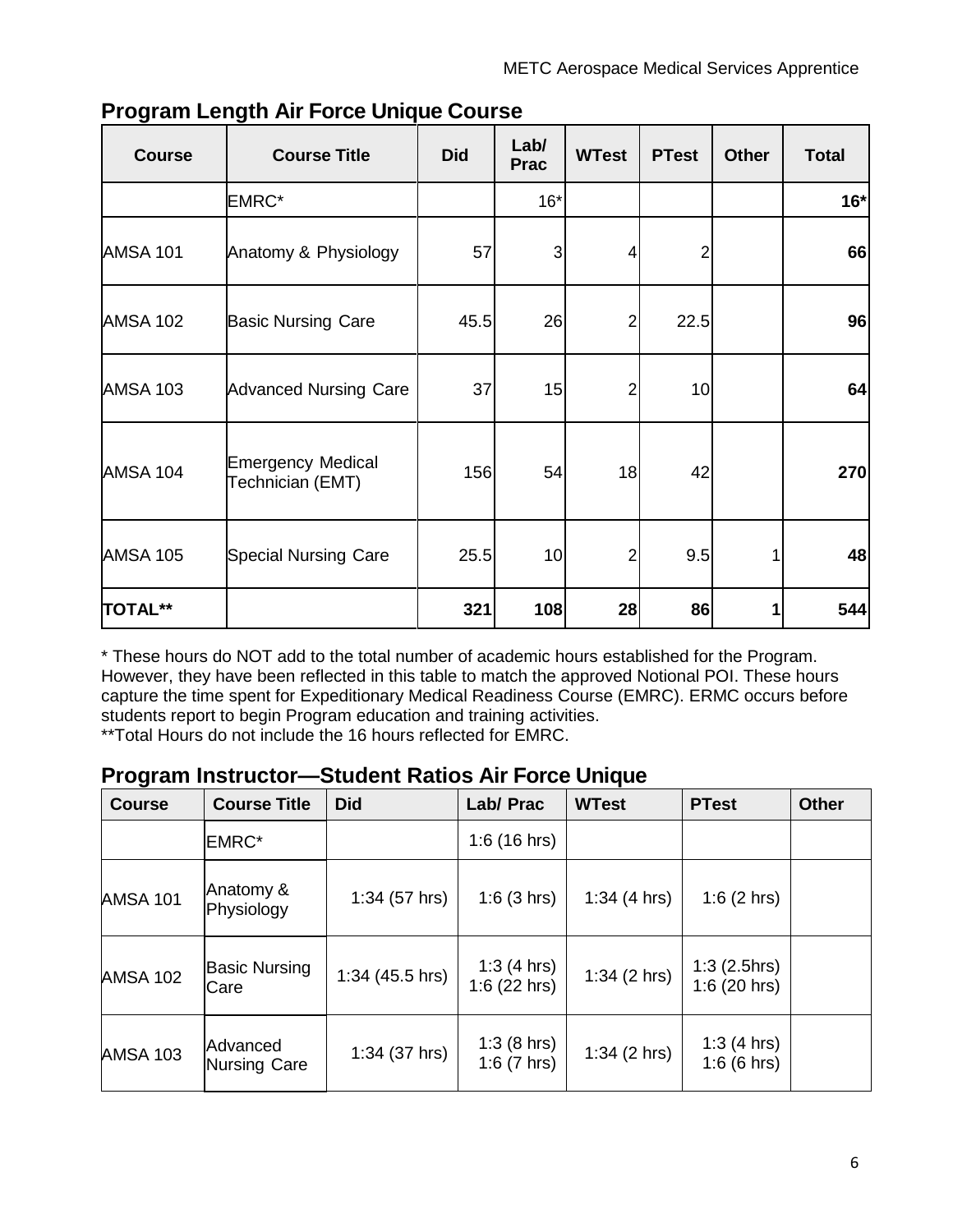## Program Length Air Force Unique Course

| Course | Course Title | Did | Lab/ Prac | WTest | PTest | Other | Total |
|---|---|---|---|---|---|---|---|
| | EMRC* | | 16* | | | | **16*** |
| AMSA 101 | Anatomy & Physiology | 57 | 3 | 4 | 2 | | **66** |
| AMSA 102 | Basic Nursing Care | 45.5 | 26 | 2 | 22.5 | | **96** |
| AMSA 103 | Advanced Nursing Care | 37 | 15 | 2 | 10 | | **64** |
| AMSA 104 | Emergency Medical Technician (EMT) | 156 | 54 | 18 | 42 | | **270** |
| AMSA 105 | Special Nursing Care | 25.5 | 10 | 2 | 9.5 | 1 | **48** |
| **TOTAL**** | | **321** | **108** | **28** | **86** | **1** | **544** |

* These hours do NOT add to the total number of academic hours established for the Program. However, they have been reflected in this table to match the approved Notional POI. These hours capture the time spent for Expeditionary Medical Readiness Course (EMRC). ERMC occurs before students report to begin Program education and training activities.

**Total Hours do not include the 16 hours reflected for EMRC.

## Program Instructor—Student Ratios Air Force Unique

| Course | Course Title | Did | Lab/ Prac | WTest | PTest | Other |
|---|---|---|---|---|---|---|
| | EMRC* | | 1:6 (16 hrs) | | | |
| AMSA 101 | Anatomy & Physiology | 1:34 (57 hrs) | 1:6 (3 hrs) | 1:34 (4 hrs) | 1:6 (2 hrs) | |
| AMSA 102 | Basic Nursing Care | 1:34 (45.5 hrs) | 1:3 (4 hrs)<br>1:6 (22 hrs) | 1:34 (2 hrs) | 1:3 (2.5hrs)<br>1:6 (20 hrs) | |
| AMSA 103 | Advanced Nursing Care | 1:34 (37 hrs) | 1:3 (8 hrs)<br>1:6 (7 hrs) | 1:34 (2 hrs) | 1:3 (4 hrs)<br>1:6 (6 hrs) | |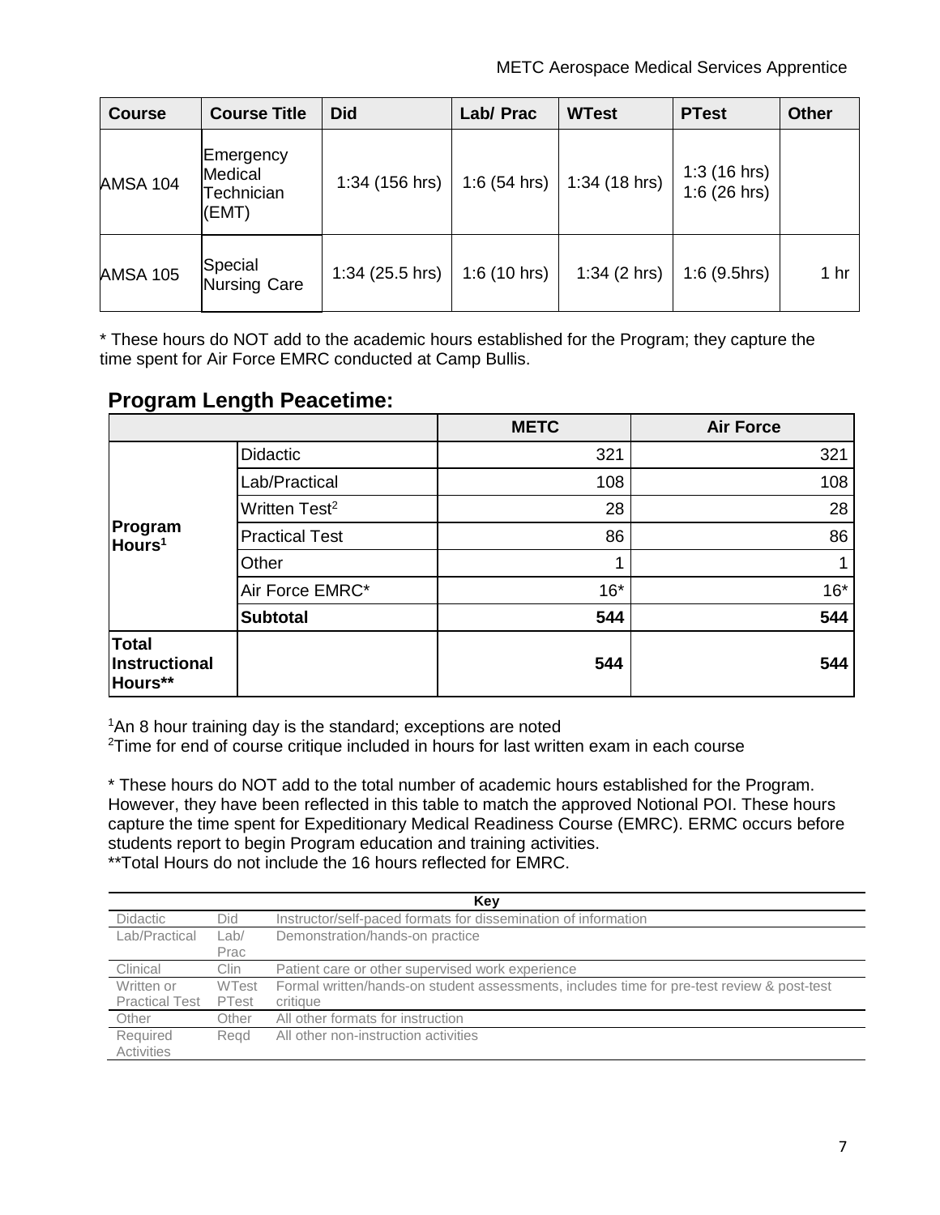| Course | Course Title | Did | Lab/ Prac | WTest | PTest | Other |
|---|---|---|---|---|---|---|
| AMSA 104 | Emergency Medical Technician (EMT) | 1:34 (156 hrs) | 1:6 (54 hrs) | 1:34 (18 hrs) | 1:3 (16 hrs) 1:6 (26 hrs) | |
| AMSA 105 | Special Nursing Care | 1:34 (25.5 hrs) | 1:6 (10 hrs) | 1:34 (2 hrs) | 1:6 (9.5hrs) | 1 hr |

* These hours do NOT add to the academic hours established for the Program; they capture the time spent for Air Force EMRC conducted at Camp Bullis.

## Program Length Peacetime:

| | | METC | Air Force |
|---|---|---|---|
| **Program Hours**[1] | Didactic | 321 | 321 |
| | Lab/Practical | 108 | 108 |
| | Written Test[2] | 28 | 28 |
| | Practical Test | 86 | 86 |
| | Other | 1 | 1 |
| | Air Force EMRC* | 16* | 16* |
| | **Subtotal** | **544** | **544** |
| **Total Instructional Hours**** | | **544** | **544** |

[1]An 8 hour training day is the standard; exceptions are noted
[2]Time for end of course critique included in hours for last written exam in each course

* These hours do NOT add to the total number of academic hours established for the Program. However, they have been reflected in this table to match the approved Notional POI. These hours capture the time spent for Expeditionary Medical Readiness Course (EMRC). ERMC occurs before students report to begin Program education and training activities.
**Total Hours do not include the 16 hours reflected for EMRC.

| Key | | |
|---|---|---|
| Didactic | Did | Instructor/self-paced formats for dissemination of information |
| Lab/Practical | Lab/ Prac | Demonstration/hands-on practice |
| Clinical | Clin | Patient care or other supervised work experience |
| Written or Practical Test | WTest PTest | Formal written/hands-on student assessments, includes time for pre-test review & post-test critique |
| Other | Other | All other formats for instruction |
| Required Activities | Reqd | All other non-instruction activities |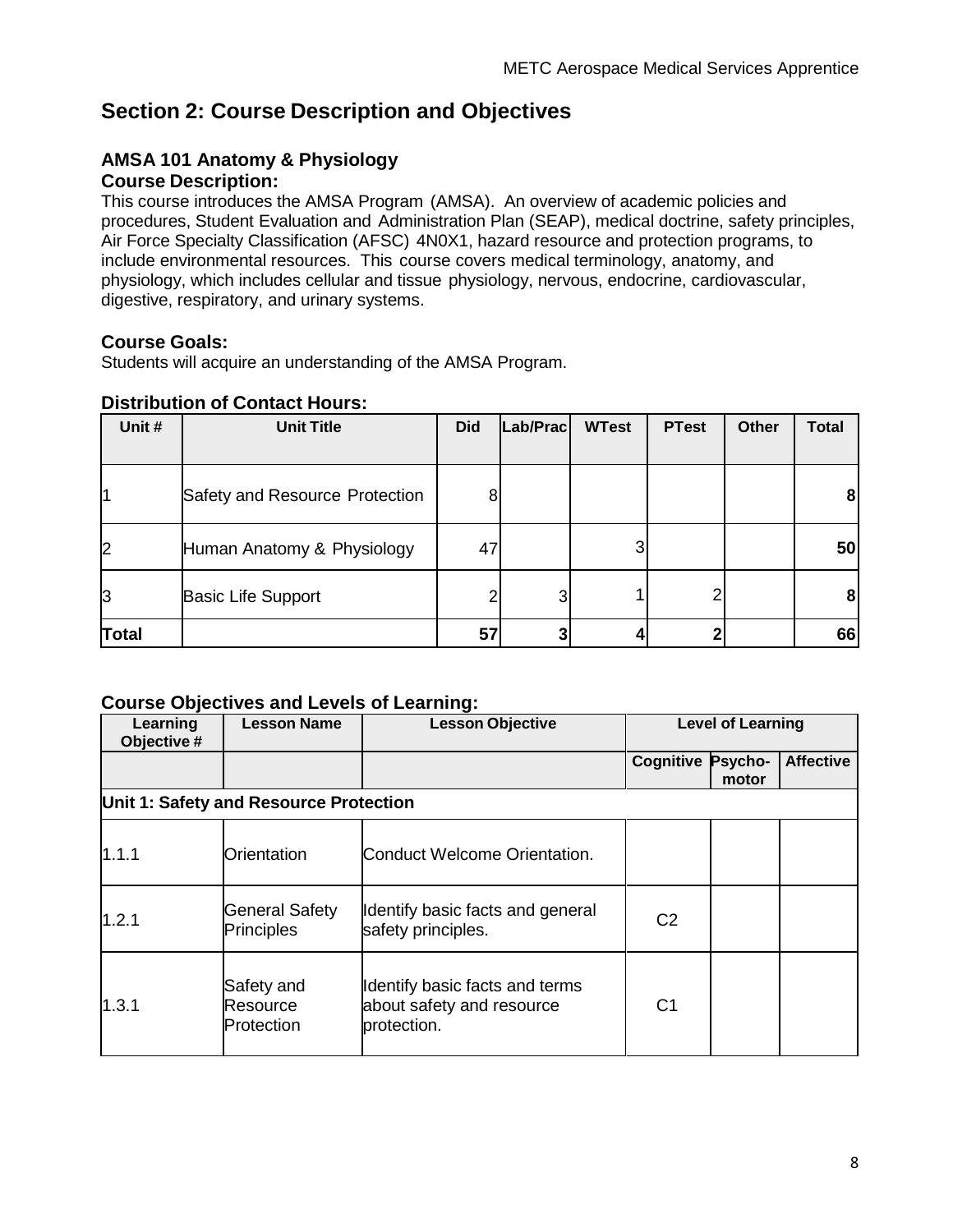## Section 2: Course Description and Objectives

### AMSA 101 Anatomy & Physiology

**Course Description:**

This course introduces the AMSA Program (AMSA). An overview of academic policies and procedures, Student Evaluation and Administration Plan (SEAP), medical doctrine, safety principles, Air Force Specialty Classification (AFSC) 4N0X1, hazard resource and protection programs, to include environmental resources. This course covers medical terminology, anatomy, and physiology, which includes cellular and tissue physiology, nervous, endocrine, cardiovascular, digestive, respiratory, and urinary systems.

**Course Goals:**

Students will acquire an understanding of the AMSA Program.

**Distribution of Contact Hours:**

| Unit # | Unit Title | Did | Lab/Prac | WTest | PTest | Other | Total |
|---|---|---|---|---|---|---|---|
| 1 | Safety and Resource Protection | 8 | | | | | **8** |
| 2 | Human Anatomy & Physiology | 47 | | 3 | | | **50** |
| 3 | Basic Life Support | 2 | 3 | 1 | 2 | | **8** |
| **Total** | | **57** | **3** | **4** | **2** | | **66** |

**Course Objectives and Levels of Learning:**

| Learning Objective # | Lesson Name | Lesson Objective | Level of Learning | | |
|---|---|---|---|---|---|
| | | | **Cognitive** | **Psycho-motor** | **Affective** |
| **Unit 1: Safety and Resource Protection** | | | | | |
| 1.1.1 | Orientation | Conduct Welcome Orientation. | | | |
| 1.2.1 | General Safety Principles | Identify basic facts and general safety principles. | C2 | | |
| 1.3.1 | Safety and Resource Protection | Identify basic facts and terms about safety and resource protection. | C1 | | |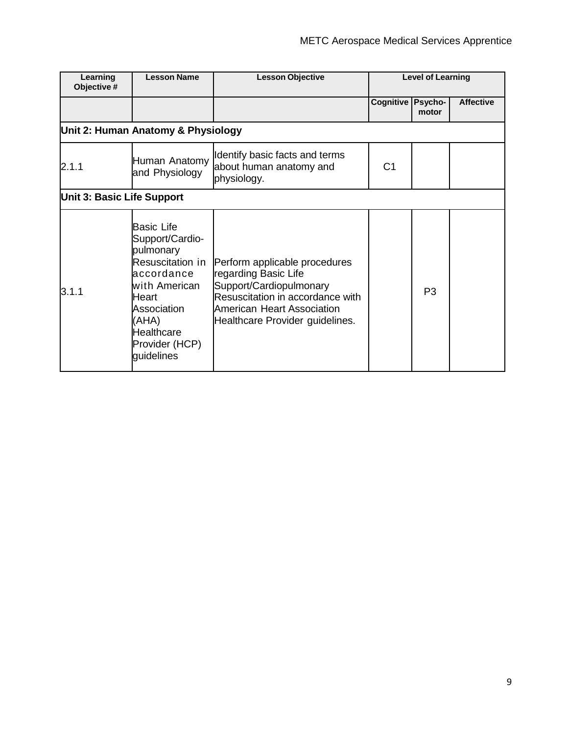| Learning Objective # | Lesson Name | Lesson Objective | Level of Learning | | |
|---|---|---|---|---|---|
| | | | Cognitive | Psycho-motor | Affective |
| **Unit 2: Human Anatomy & Physiology** | | | | | |
| 2.1.1 | Human Anatomy and Physiology | Identify basic facts and terms about human anatomy and physiology. | C1 | | |
| **Unit 3: Basic Life Support** | | | | | |
| 3.1.1 | Basic Life Support/Cardio-pulmonary Resuscitation in accordance with American Heart Association (AHA) Healthcare Provider (HCP) guidelines | Perform applicable procedures regarding Basic Life Support/Cardiopulmonary Resuscitation in accordance with American Heart Association Healthcare Provider guidelines. | | P3 | |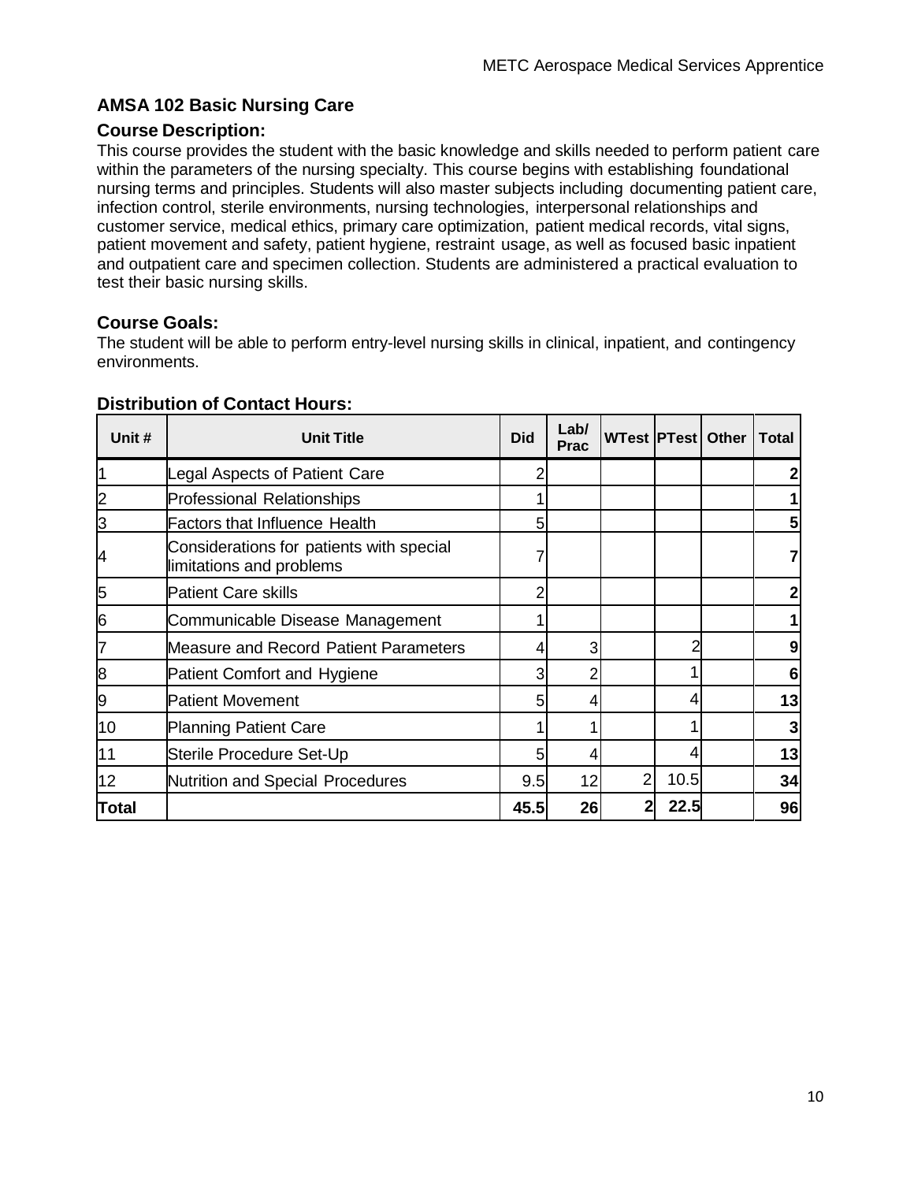## AMSA 102 Basic Nursing Care

### Course Description:

This course provides the student with the basic knowledge and skills needed to perform patient care within the parameters of the nursing specialty. This course begins with establishing foundational nursing terms and principles. Students will also master subjects including documenting patient care, infection control, sterile environments, nursing technologies, interpersonal relationships and customer service, medical ethics, primary care optimization, patient medical records, vital signs, patient movement and safety, patient hygiene, restraint usage, as well as focused basic inpatient and outpatient care and specimen collection. Students are administered a practical evaluation to test their basic nursing skills.

### Course Goals:

The student will be able to perform entry-level nursing skills in clinical, inpatient, and contingency environments.

### Distribution of Contact Hours:

| Unit # | Unit Title | Did | Lab/ Prac | WTest | PTest | Other | Total |
|---|---|---|---|---|---|---|---|
| 1 | Legal Aspects of Patient Care | 2 | | | | | **2** |
| 2 | Professional Relationships | 1 | | | | | **1** |
| 3 | Factors that Influence Health | 5 | | | | | **5** |
| 4 | Considerations for patients with special limitations and problems | 7 | | | | | **7** |
| 5 | Patient Care skills | 2 | | | | | **2** |
| 6 | Communicable Disease Management | 1 | | | | | **1** |
| 7 | Measure and Record Patient Parameters | 4 | 3 | | 2 | | **9** |
| 8 | Patient Comfort and Hygiene | 3 | 2 | | 1 | | **6** |
| 9 | Patient Movement | 5 | 4 | | 4 | | **13** |
| 10 | Planning Patient Care | 1 | 1 | | 1 | | **3** |
| 11 | Sterile Procedure Set-Up | 5 | 4 | | 4 | | **13** |
| 12 | Nutrition and Special Procedures | 9.5 | 12 | 2 | 10.5 | | **34** |
| **Total** | | **45.5** | **26** | **2** | **22.5** | | **96** |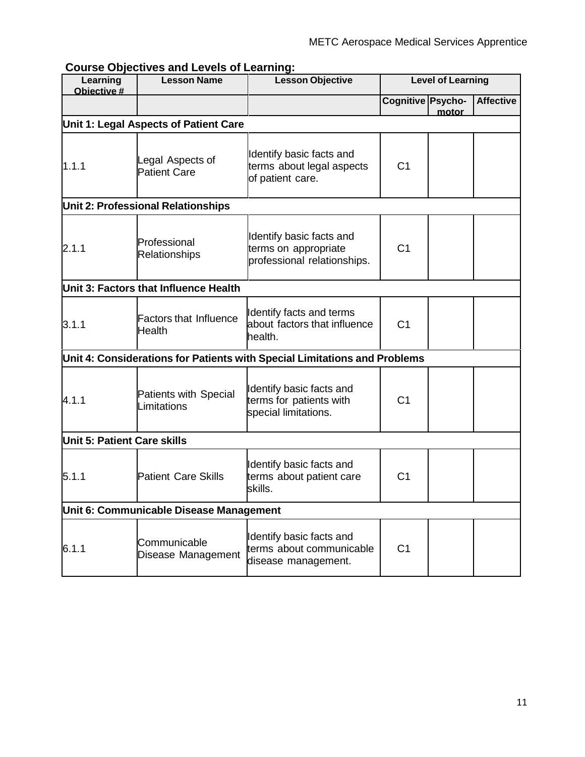**Course Objectives and Levels of Learning:**

| Learning Objective # | Lesson Name | Lesson Objective | Level of Learning | | |
|---|---|---|---|---|---|
| | | | Cognitive | Psycho-motor | Affective |
| **Unit 1: Legal Aspects of Patient Care** | | | | | |
| 1.1.1 | Legal Aspects of Patient Care | Identify basic facts and terms about legal aspects of patient care. | C1 | | |
| **Unit 2: Professional Relationships** | | | | | |
| 2.1.1 | Professional Relationships | Identify basic facts and terms on appropriate professional relationships. | C1 | | |
| **Unit 3: Factors that Influence Health** | | | | | |
| 3.1.1 | Factors that Influence Health | Identify facts and terms about factors that influence health. | C1 | | |
| **Unit 4: Considerations for Patients with Special Limitations and Problems** | | | | | |
| 4.1.1 | Patients with Special Limitations | Identify basic facts and terms for patients with special limitations. | C1 | | |
| **Unit 5: Patient Care skills** | | | | | |
| 5.1.1 | Patient Care Skills | Identify basic facts and terms about patient care skills. | C1 | | |
| **Unit 6: Communicable Disease Management** | | | | | |
| 6.1.1 | Communicable Disease Management | Identify basic facts and terms about communicable disease management. | C1 | | |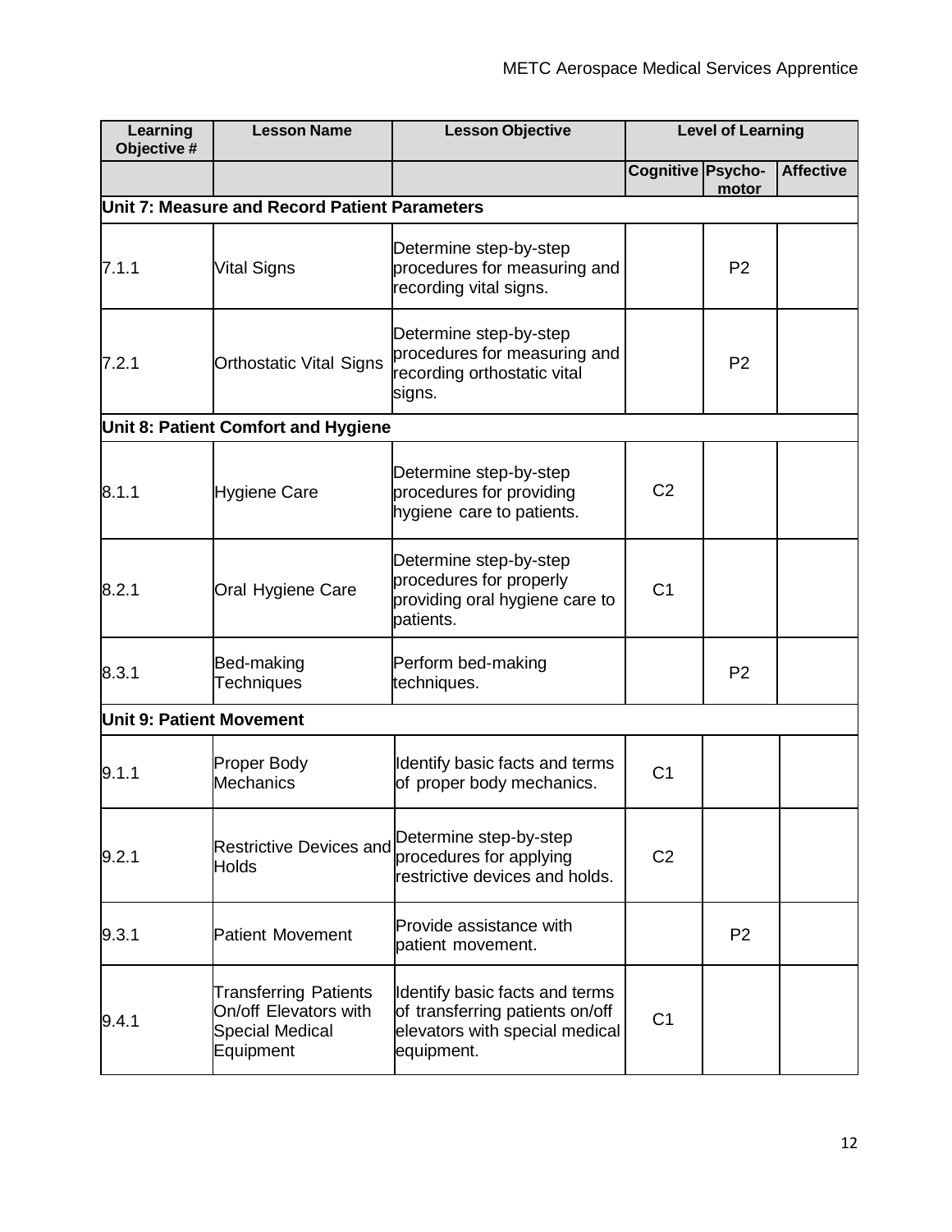| Learning Objective # | Lesson Name | Lesson Objective | Level of Learning | | |
|---|---|---|---|---|---|
| | | | Cognitive | Psycho-motor | Affective |
| **Unit 7: Measure and Record Patient Parameters** | | | | | |
| 7.1.1 | Vital Signs | Determine step-by-step procedures for measuring and recording vital signs. | | P2 | |
| 7.2.1 | Orthostatic Vital Signs | Determine step-by-step procedures for measuring and recording orthostatic vital signs. | | P2 | |
| **Unit 8: Patient Comfort and Hygiene** | | | | | |
| 8.1.1 | Hygiene Care | Determine step-by-step procedures for providing hygiene care to patients. | C2 | | |
| 8.2.1 | Oral Hygiene Care | Determine step-by-step procedures for properly providing oral hygiene care to patients. | C1 | | |
| 8.3.1 | Bed-making Techniques | Perform bed-making techniques. | | P2 | |
| **Unit 9: Patient Movement** | | | | | |
| 9.1.1 | Proper Body Mechanics | Identify basic facts and terms of proper body mechanics. | C1 | | |
| 9.2.1 | Restrictive Devices and Holds | Determine step-by-step procedures for applying restrictive devices and holds. | C2 | | |
| 9.3.1 | Patient Movement | Provide assistance with patient movement. | | P2 | |
| 9.4.1 | Transferring Patients On/off Elevators with Special Medical Equipment | Identify basic facts and terms of transferring patients on/off elevators with special medical equipment. | C1 | | |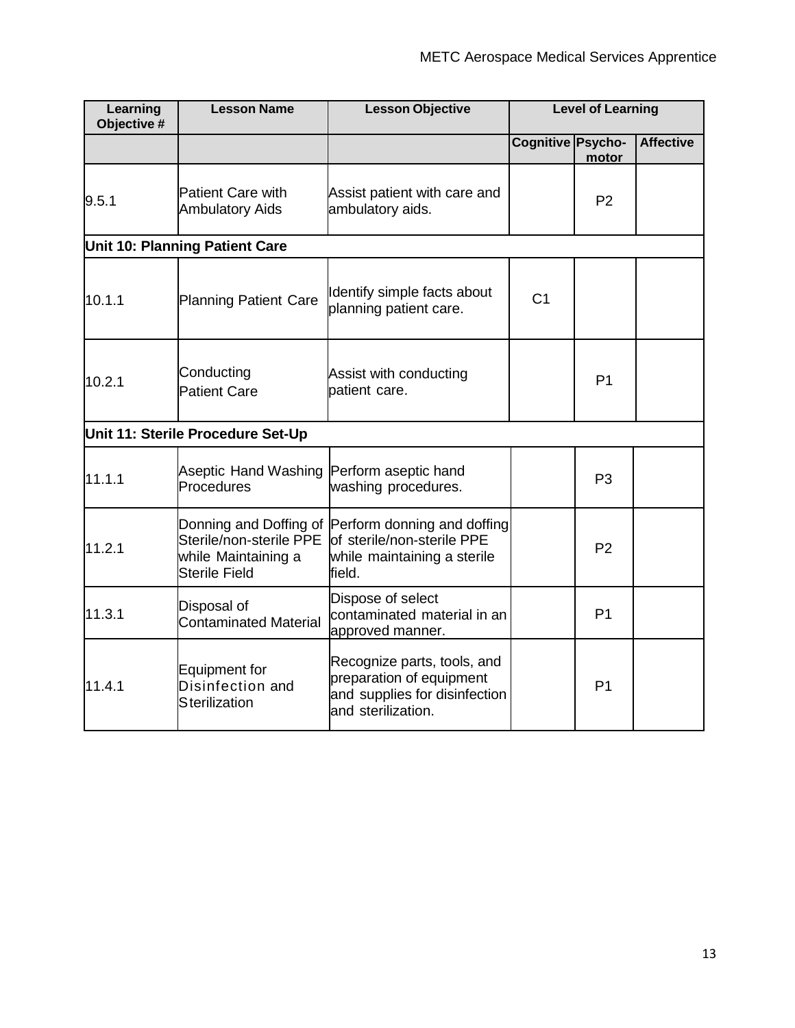| Learning Objective # | Lesson Name | Lesson Objective | Level of Learning | | |
|---|---|---|---|---|---|
| | | | Cognitive | Psycho-motor | Affective |
| 9.5.1 | Patient Care with Ambulatory Aids | Assist patient with care and ambulatory aids. | | P2 | |
| **Unit 10: Planning Patient Care** | | | | | |
| 10.1.1 | Planning Patient Care | Identify simple facts about planning patient care. | C1 | | |
| 10.2.1 | Conducting Patient Care | Assist with conducting patient care. | | P1 | |
| **Unit 11: Sterile Procedure Set-Up** | | | | | |
| 11.1.1 | Aseptic Hand Washing Procedures | Perform aseptic hand washing procedures. | | P3 | |
| 11.2.1 | Donning and Doffing of Sterile/non-sterile PPE while Maintaining a Sterile Field | Perform donning and doffing of sterile/non-sterile PPE while maintaining a sterile field. | | P2 | |
| 11.3.1 | Disposal of Contaminated Material | Dispose of select contaminated material in an approved manner. | | P1 | |
| 11.4.1 | Equipment for Disinfection and Sterilization | Recognize parts, tools, and preparation of equipment and supplies for disinfection and sterilization. | | P1 | |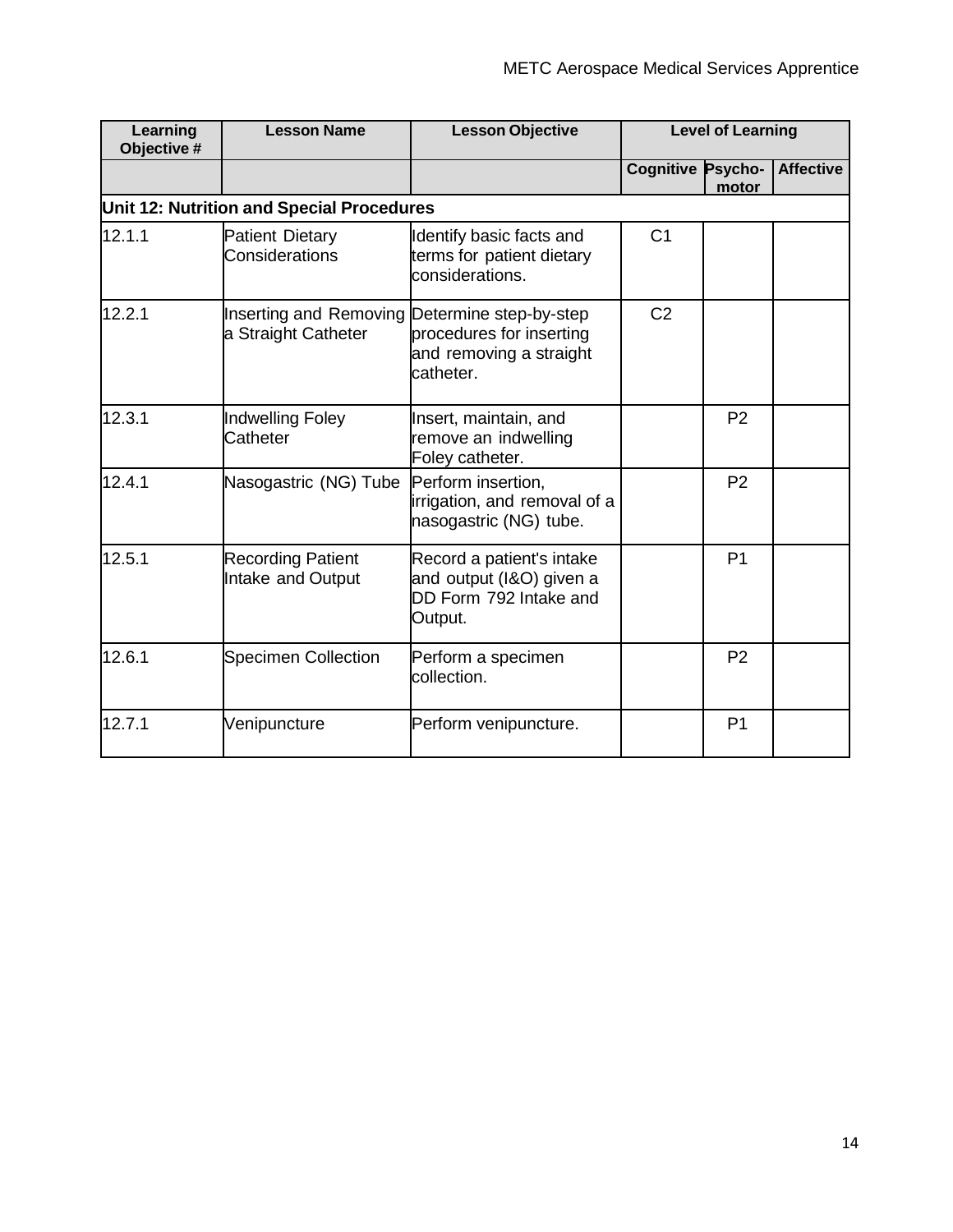| Learning Objective # | Lesson Name | Lesson Objective | Level of Learning | | |
|---|---|---|---|---|---|
| | | | Cognitive | Psycho-motor | Affective |
| **Unit 12: Nutrition and Special Procedures** | | | | | |
| 12.1.1 | Patient Dietary Considerations | Identify basic facts and terms for patient dietary considerations. | C1 | | |
| 12.2.1 | Inserting and Removing a Straight Catheter | Determine step-by-step procedures for inserting and removing a straight catheter. | C2 | | |
| 12.3.1 | Indwelling Foley Catheter | Insert, maintain, and remove an indwelling Foley catheter. | | P2 | |
| 12.4.1 | Nasogastric (NG) Tube | Perform insertion, irrigation, and removal of a nasogastric (NG) tube. | | P2 | |
| 12.5.1 | Recording Patient Intake and Output | Record a patient's intake and output (I&O) given a DD Form 792 Intake and Output. | | P1 | |
| 12.6.1 | Specimen Collection | Perform a specimen collection. | | P2 | |
| 12.7.1 | Venipuncture | Perform venipuncture. | | P1 | |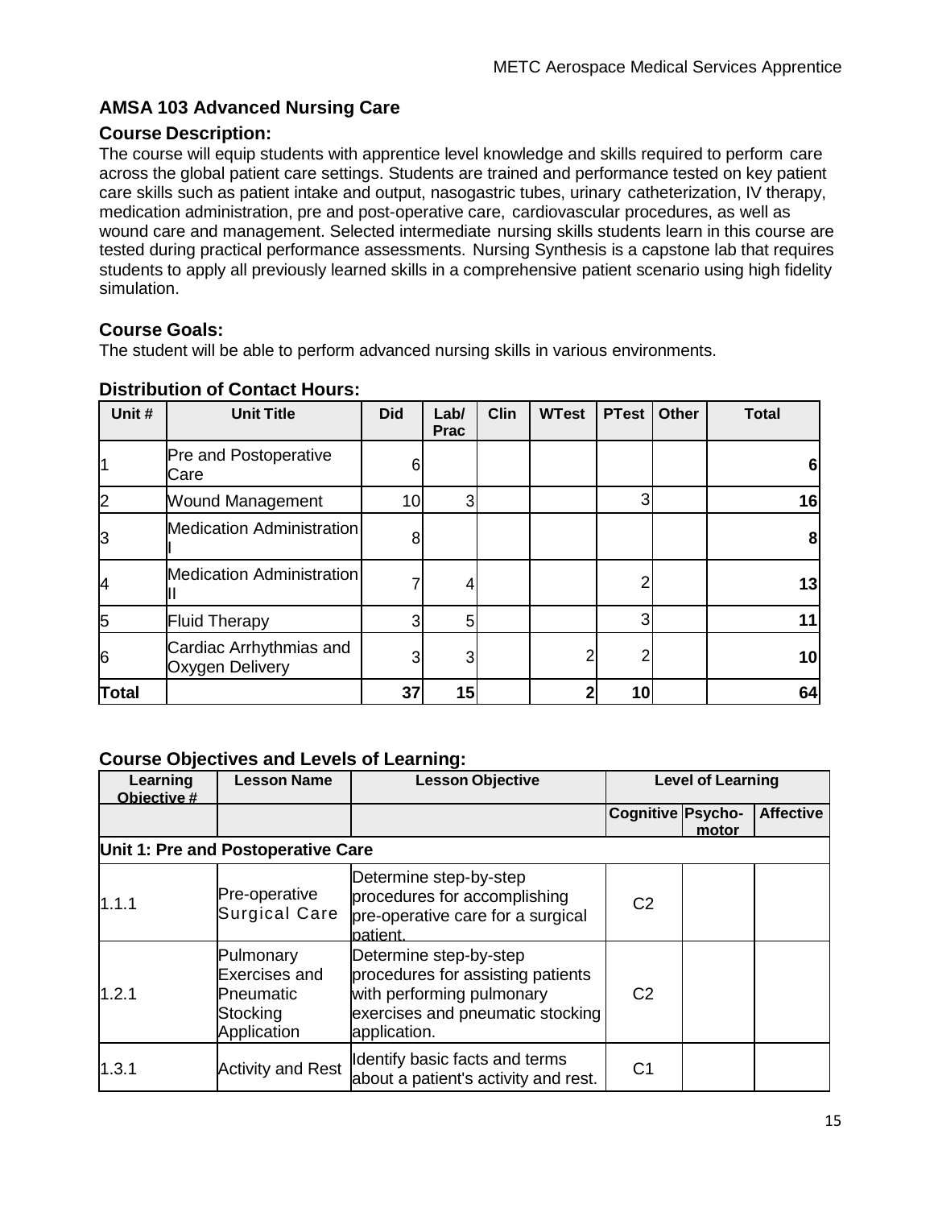## AMSA 103 Advanced Nursing Care

### Course Description:

The course will equip students with apprentice level knowledge and skills required to perform care across the global patient care settings. Students are trained and performance tested on key patient care skills such as patient intake and output, nasogastric tubes, urinary catheterization, IV therapy, medication administration, pre and post-operative care, cardiovascular procedures, as well as wound care and management. Selected intermediate nursing skills students learn in this course are tested during practical performance assessments. Nursing Synthesis is a capstone lab that requires students to apply all previously learned skills in a comprehensive patient scenario using high fidelity simulation.

### Course Goals:

The student will be able to perform advanced nursing skills in various environments.

### Distribution of Contact Hours:

| Unit # | Unit Title | Did | Lab/ Prac | Clin | WTest | PTest | Other | Total |
|---|---|---|---|---|---|---|---|---|
| 1 | Pre and Postoperative Care | 6 | | | | | | **6** |
| 2 | Wound Management | 10 | 3 | | | 3 | | **16** |
| 3 | Medication Administration I | 8 | | | | | | **8** |
| 4 | Medication Administration II | 7 | 4 | | | 2 | | **13** |
| 5 | Fluid Therapy | 3 | 5 | | | 3 | | **11** |
| 6 | Cardiac Arrhythmias and Oxygen Delivery | 3 | 3 | | 2 | 2 | | **10** |
| **Total** | | **37** | **15** | | **2** | **10** | | **64** |

### Course Objectives and Levels of Learning:

| Learning Objective # | Lesson Name | Lesson Objective | Level of Learning | | |
|---|---|---|---|---|---|
| | | | **Cognitive** | **Psycho-motor** | **Affective** |
| **Unit 1: Pre and Postoperative Care** | | | | | |
| 1.1.1 | Pre-operative Surgical Care | Determine step-by-step procedures for accomplishing pre-operative care for a surgical patient. | C2 | | |
| 1.2.1 | Pulmonary Exercises and Pneumatic Stocking Application | Determine step-by-step procedures for assisting patients with performing pulmonary exercises and pneumatic stocking application. | C2 | | |
| 1.3.1 | Activity and Rest | Identify basic facts and terms about a patient's activity and rest. | C1 | | |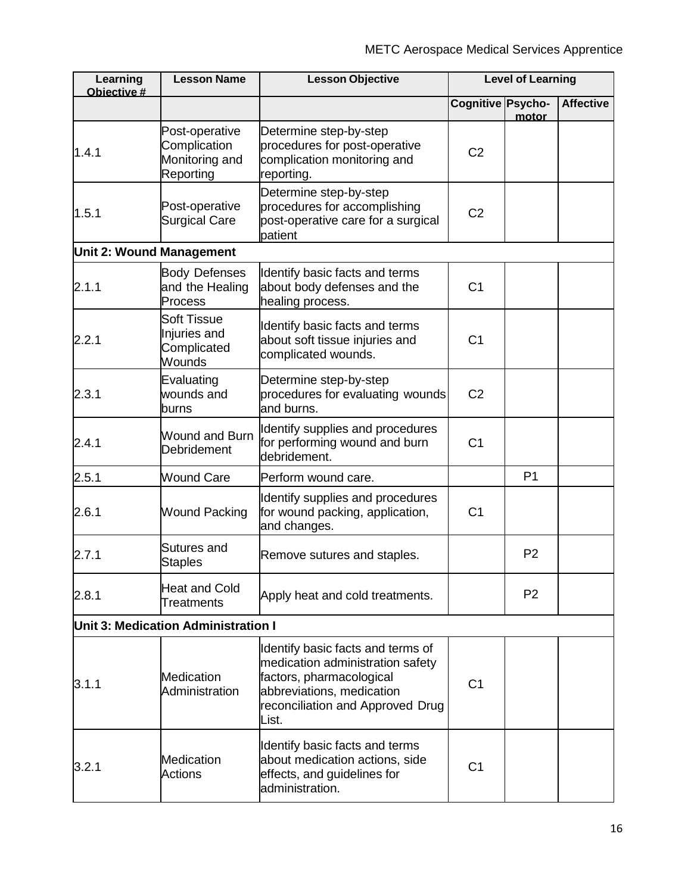| Learning Objective # | Lesson Name | Lesson Objective | Level of Learning | | |
|---|---|---|---|---|---|
| | | | Cognitive | Psycho-motor | Affective |
| 1.4.1 | Post-operative Complication Monitoring and Reporting | Determine step-by-step procedures for post-operative complication monitoring and reporting. | C2 | | |
| 1.5.1 | Post-operative Surgical Care | Determine step-by-step procedures for accomplishing post-operative care for a surgical patient | C2 | | |
| **Unit 2: Wound Management** | | | | | |
| 2.1.1 | Body Defenses and the Healing Process | Identify basic facts and terms about body defenses and the healing process. | C1 | | |
| 2.2.1 | Soft Tissue Injuries and Complicated Wounds | Identify basic facts and terms about soft tissue injuries and complicated wounds. | C1 | | |
| 2.3.1 | Evaluating wounds and burns | Determine step-by-step procedures for evaluating wounds and burns. | C2 | | |
| 2.4.1 | Wound and Burn Debridement | Identify supplies and procedures for performing wound and burn debridement. | C1 | | |
| 2.5.1 | Wound Care | Perform wound care. | | P1 | |
| 2.6.1 | Wound Packing | Identify supplies and procedures for wound packing, application, and changes. | C1 | | |
| 2.7.1 | Sutures and Staples | Remove sutures and staples. | | P2 | |
| 2.8.1 | Heat and Cold Treatments | Apply heat and cold treatments. | | P2 | |
| **Unit 3: Medication Administration I** | | | | | |
| 3.1.1 | Medication Administration | Identify basic facts and terms of medication administration safety factors, pharmacological abbreviations, medication reconciliation and Approved Drug List. | C1 | | |
| 3.2.1 | Medication Actions | Identify basic facts and terms about medication actions, side effects, and guidelines for administration. | C1 | | |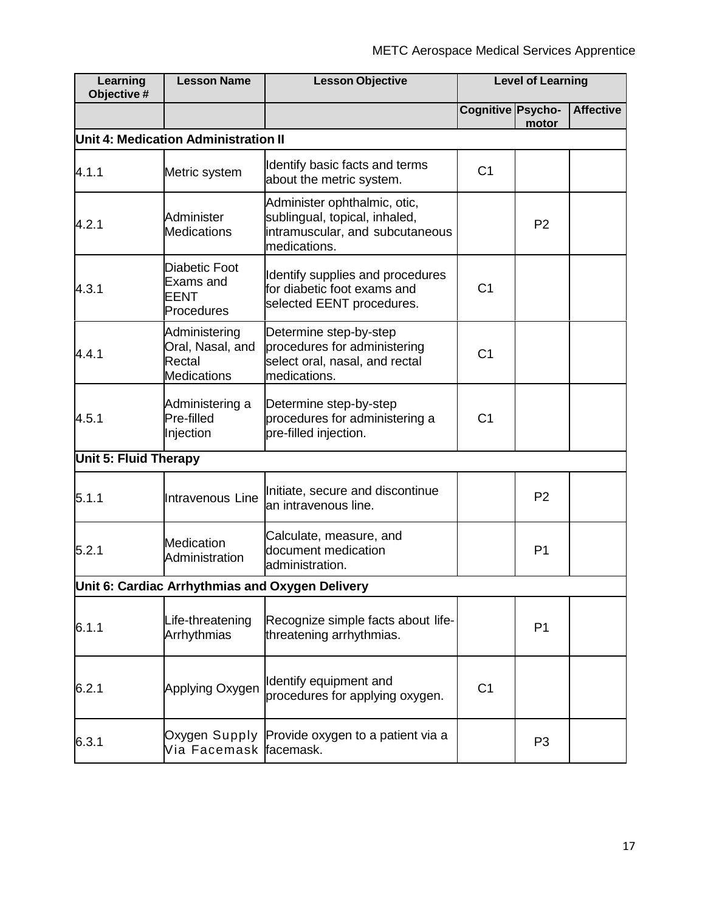| Learning Objective # | Lesson Name | Lesson Objective | Level of Learning | | |
|---|---|---|---|---|---|
| | | | Cognitive | Psycho-motor | Affective |
| **Unit 4: Medication Administration II** | | | | | |
| 4.1.1 | Metric system | Identify basic facts and terms about the metric system. | C1 | | |
| 4.2.1 | Administer Medications | Administer ophthalmic, otic, sublingual, topical, inhaled, intramuscular, and subcutaneous medications. | | P2 | |
| 4.3.1 | Diabetic Foot Exams and EENT Procedures | Identify supplies and procedures for diabetic foot exams and selected EENT procedures. | C1 | | |
| 4.4.1 | Administering Oral, Nasal, and Rectal Medications | Determine step-by-step procedures for administering select oral, nasal, and rectal medications. | C1 | | |
| 4.5.1 | Administering a Pre-filled Injection | Determine step-by-step procedures for administering a pre-filled injection. | C1 | | |
| **Unit 5: Fluid Therapy** | | | | | |
| 5.1.1 | Intravenous Line | Initiate, secure and discontinue an intravenous line. | | P2 | |
| 5.2.1 | Medication Administration | Calculate, measure, and document medication administration. | | P1 | |
| **Unit 6: Cardiac Arrhythmias and Oxygen Delivery** | | | | | |
| 6.1.1 | Life-threatening Arrhythmias | Recognize simple facts about life-threatening arrhythmias. | | P1 | |
| 6.2.1 | Applying Oxygen | Identify equipment and procedures for applying oxygen. | C1 | | |
| 6.3.1 | Oxygen Supply Via Facemask | Provide oxygen to a patient via a facemask. | | P3 | |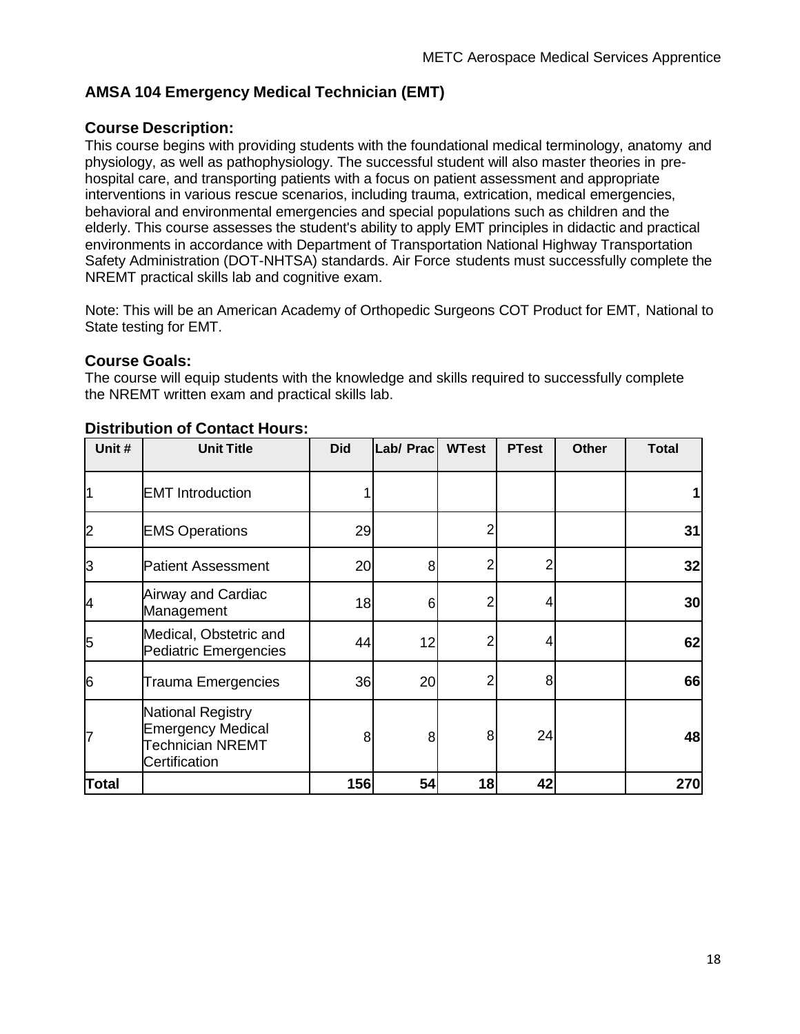## AMSA 104 Emergency Medical Technician (EMT)

### Course Description:

This course begins with providing students with the foundational medical terminology, anatomy and physiology, as well as pathophysiology. The successful student will also master theories in pre-hospital care, and transporting patients with a focus on patient assessment and appropriate interventions in various rescue scenarios, including trauma, extrication, medical emergencies, behavioral and environmental emergencies and special populations such as children and the elderly. This course assesses the student's ability to apply EMT principles in didactic and practical environments in accordance with Department of Transportation National Highway Transportation Safety Administration (DOT-NHTSA) standards. Air Force students must successfully complete the NREMT practical skills lab and cognitive exam.

Note: This will be an American Academy of Orthopedic Surgeons COT Product for EMT, National to State testing for EMT.

### Course Goals:

The course will equip students with the knowledge and skills required to successfully complete the NREMT written exam and practical skills lab.

### Distribution of Contact Hours:

| Unit # | Unit Title | Did | Lab/ Prac | WTest | PTest | Other | Total |
|---|---|---|---|---|---|---|---|
| 1 | EMT Introduction | 1 | | | | | **1** |
| 2 | EMS Operations | 29 | | 2 | | | **31** |
| 3 | Patient Assessment | 20 | 8 | 2 | 2 | | **32** |
| 4 | Airway and Cardiac Management | 18 | 6 | 2 | 4 | | **30** |
| 5 | Medical, Obstetric and Pediatric Emergencies | 44 | 12 | 2 | 4 | | **62** |
| 6 | Trauma Emergencies | 36 | 20 | 2 | 8 | | **66** |
| 7 | National Registry Emergency Medical Technician NREMT Certification | 8 | 8 | 8 | 24 | | **48** |
| **Total** | | **156** | **54** | **18** | **42** | | **270** |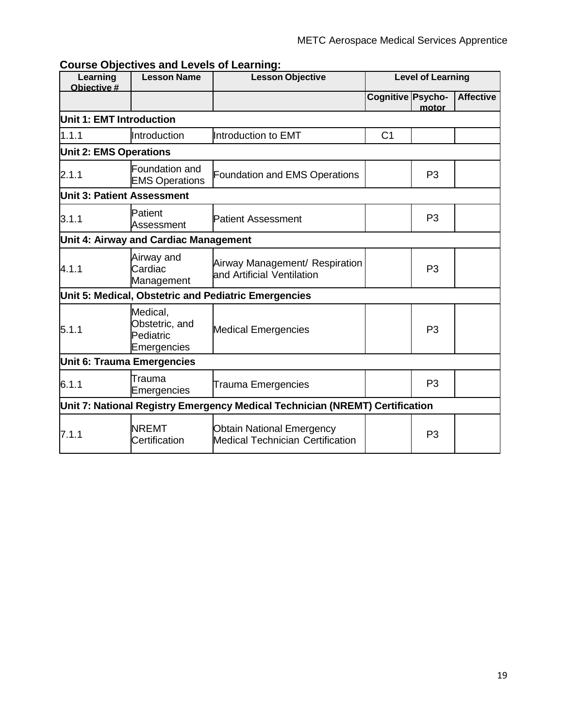**Course Objectives and Levels of Learning:**

| Learning Objective # | Lesson Name | Lesson Objective | Level of Learning | | |
|---|---|---|---|---|---|
| | | | Cognitive | Psycho-motor | Affective |
| **Unit 1: EMT Introduction** | | | | | |
| 1.1.1 | Introduction | Introduction to EMT | C1 | | |
| **Unit 2: EMS Operations** | | | | | |
| 2.1.1 | Foundation and EMS Operations | Foundation and EMS Operations | | P3 | |
| **Unit 3: Patient Assessment** | | | | | |
| 3.1.1 | Patient Assessment | Patient Assessment | | P3 | |
| **Unit 4: Airway and Cardiac Management** | | | | | |
| 4.1.1 | Airway and Cardiac Management | Airway Management/ Respiration and Artificial Ventilation | | P3 | |
| **Unit 5: Medical, Obstetric and Pediatric Emergencies** | | | | | |
| 5.1.1 | Medical, Obstetric, and Pediatric Emergencies | Medical Emergencies | | P3 | |
| **Unit 6: Trauma Emergencies** | | | | | |
| 6.1.1 | Trauma Emergencies | Trauma Emergencies | | P3 | |
| **Unit 7: National Registry Emergency Medical Technician (NREMT) Certification** | | | | | |
| 7.1.1 | NREMT Certification | Obtain National Emergency Medical Technician Certification | | P3 | |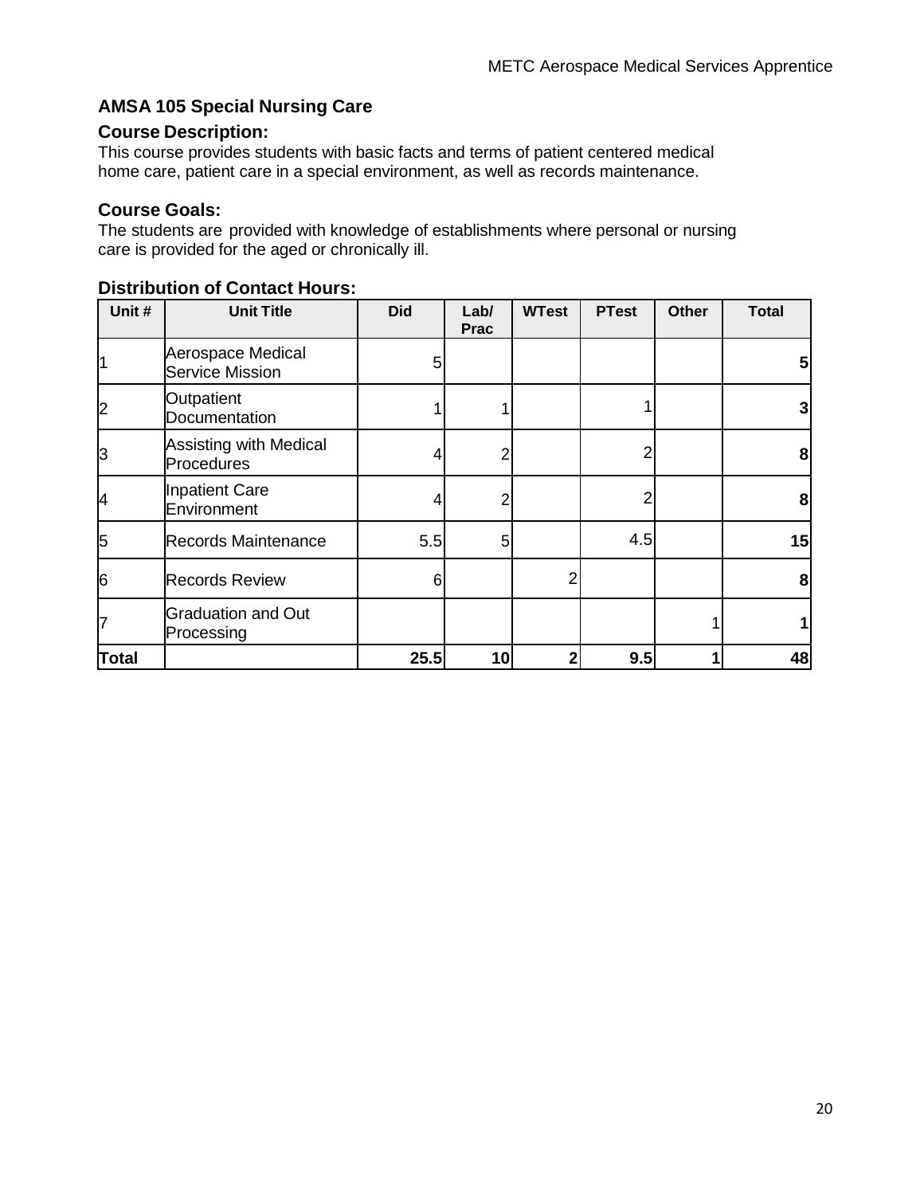## AMSA 105 Special Nursing Care

### Course Description:

This course provides students with basic facts and terms of patient centered medical home care, patient care in a special environment, as well as records maintenance.

### Course Goals:

The students are provided with knowledge of establishments where personal or nursing care is provided for the aged or chronically ill.

### Distribution of Contact Hours:

| Unit # | Unit Title | Did | Lab/ Prac | WTest | PTest | Other | Total |
|---|---|---|---|---|---|---|---|
| 1 | Aerospace Medical Service Mission | 5 | | | | | **5** |
| 2 | Outpatient Documentation | 1 | 1 | | 1 | | **3** |
| 3 | Assisting with Medical Procedures | 4 | 2 | | 2 | | **8** |
| 4 | Inpatient Care Environment | 4 | 2 | | 2 | | **8** |
| 5 | Records Maintenance | 5.5 | 5 | | 4.5 | | **15** |
| 6 | Records Review | 6 | | 2 | | | **8** |
| 7 | Graduation and Out Processing | | | | | 1 | **1** |
| **Total** | | **25.5** | **10** | **2** | **9.5** | **1** | **48** |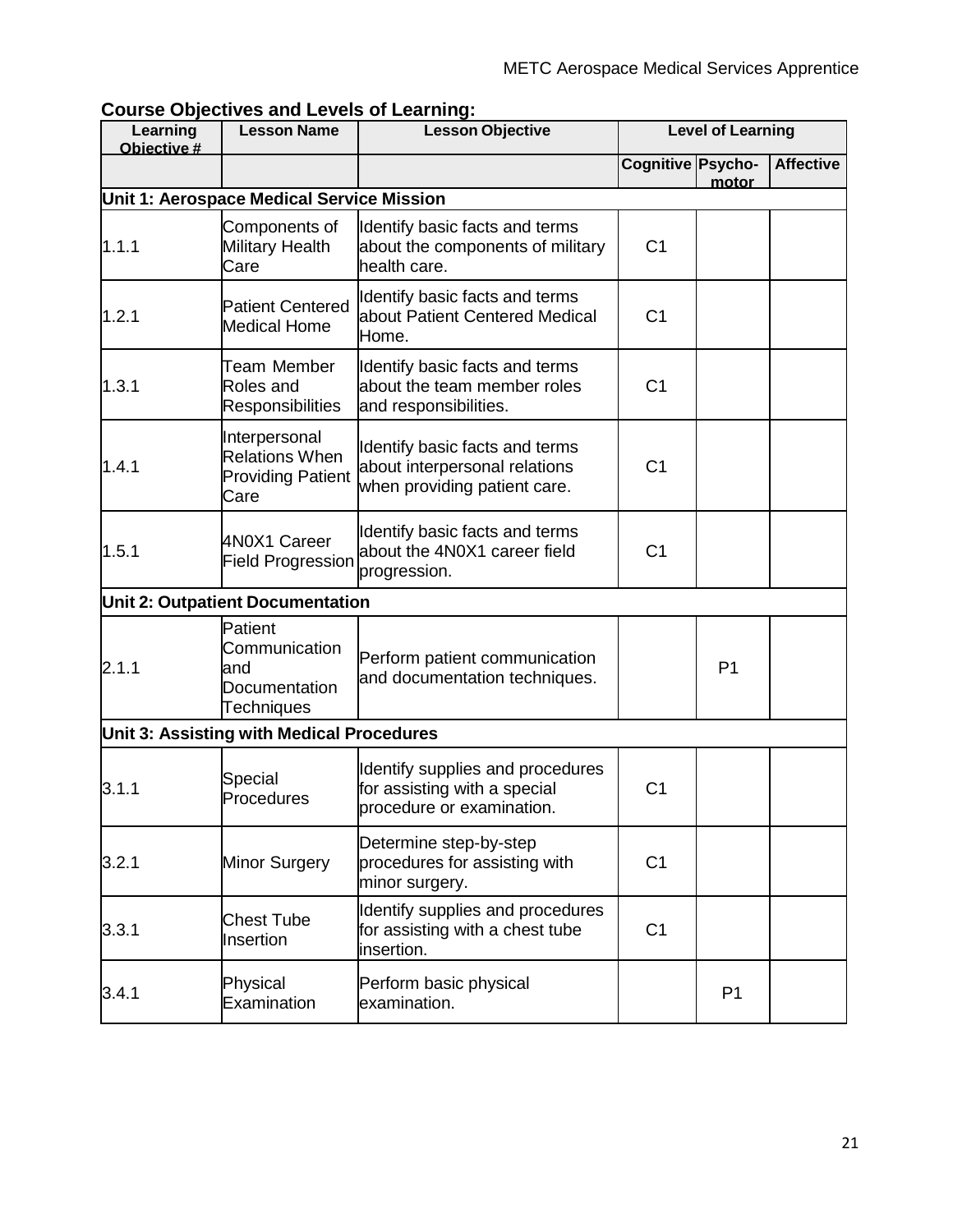**Course Objectives and Levels of Learning:**

| Learning Objective # | Lesson Name | Lesson Objective | Level of Learning | | |
|---|---|---|---|---|---|
| | | | Cognitive | Psycho-motor | Affective |
| **Unit 1: Aerospace Medical Service Mission** | | | | | |
| 1.1.1 | Components of Military Health Care | Identify basic facts and terms about the components of military health care. | C1 | | |
| 1.2.1 | Patient Centered Medical Home | Identify basic facts and terms about Patient Centered Medical Home. | C1 | | |
| 1.3.1 | Team Member Roles and Responsibilities | Identify basic facts and terms about the team member roles and responsibilities. | C1 | | |
| 1.4.1 | Interpersonal Relations When Providing Patient Care | Identify basic facts and terms about interpersonal relations when providing patient care. | C1 | | |
| 1.5.1 | 4N0X1 Career Field Progression | Identify basic facts and terms about the 4N0X1 career field progression. | C1 | | |
| **Unit 2: Outpatient Documentation** | | | | | |
| 2.1.1 | Patient Communication and Documentation Techniques | Perform patient communication and documentation techniques. | | P1 | |
| **Unit 3: Assisting with Medical Procedures** | | | | | |
| 3.1.1 | Special Procedures | Identify supplies and procedures for assisting with a special procedure or examination. | C1 | | |
| 3.2.1 | Minor Surgery | Determine step-by-step procedures for assisting with minor surgery. | C1 | | |
| 3.3.1 | Chest Tube Insertion | Identify supplies and procedures for assisting with a chest tube insertion. | C1 | | |
| 3.4.1 | Physical Examination | Perform basic physical examination. | | P1 | |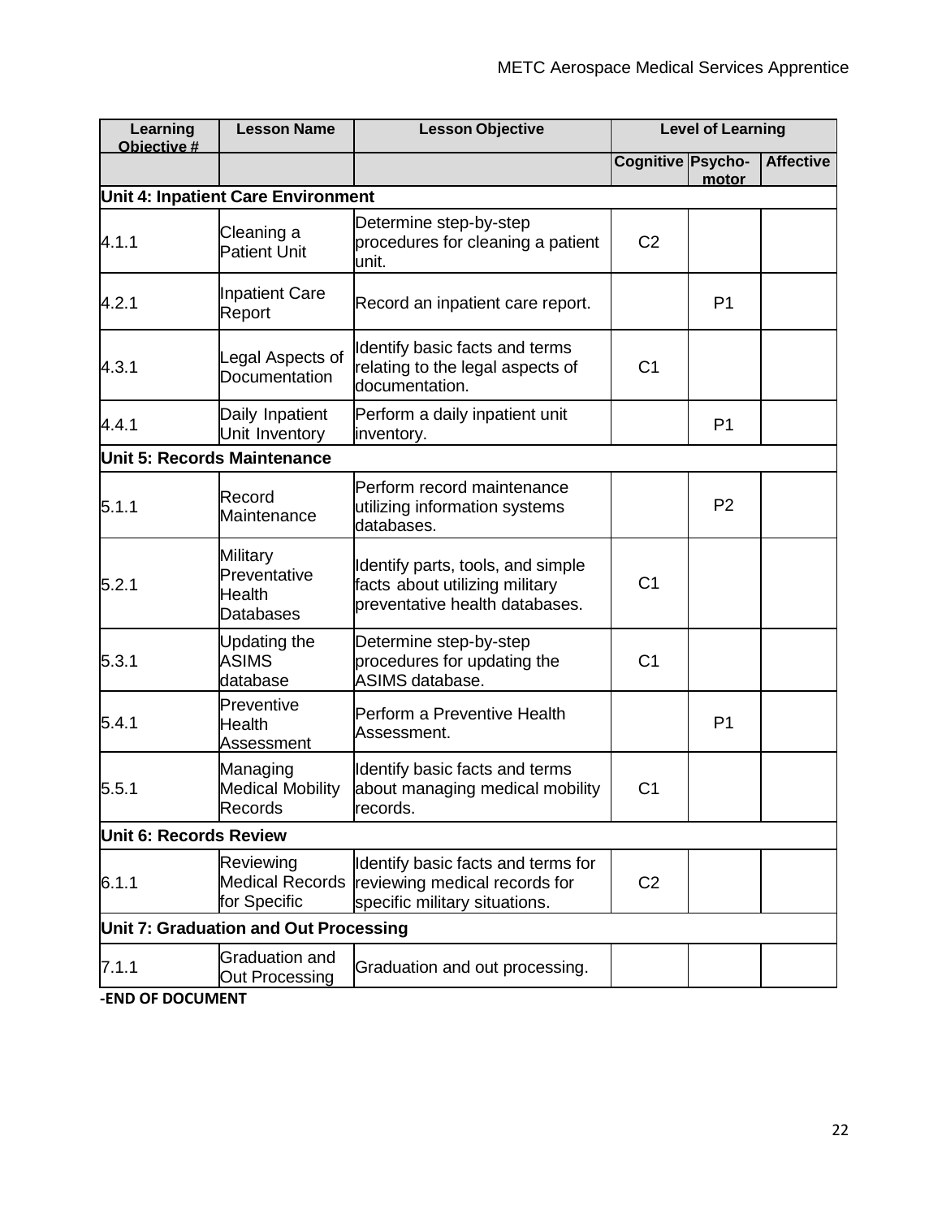| Learning Objective # | Lesson Name | Lesson Objective | Level of Learning | | |
|---|---|---|---|---|---|
| | | | Cognitive | Psycho-motor | Affective |
| **Unit 4: Inpatient Care Environment** | | | | | |
| 4.1.1 | Cleaning a Patient Unit | Determine step-by-step procedures for cleaning a patient unit. | C2 | | |
| 4.2.1 | Inpatient Care Report | Record an inpatient care report. | | P1 | |
| 4.3.1 | Legal Aspects of Documentation | Identify basic facts and terms relating to the legal aspects of documentation. | C1 | | |
| 4.4.1 | Daily Inpatient Unit Inventory | Perform a daily inpatient unit inventory. | | P1 | |
| **Unit 5: Records Maintenance** | | | | | |
| 5.1.1 | Record Maintenance | Perform record maintenance utilizing information systems databases. | | P2 | |
| 5.2.1 | Military Preventative Health Databases | Identify parts, tools, and simple facts about utilizing military preventative health databases. | C1 | | |
| 5.3.1 | Updating the ASIMS database | Determine step-by-step procedures for updating the ASIMS database. | C1 | | |
| 5.4.1 | Preventive Health Assessment | Perform a Preventive Health Assessment. | | P1 | |
| 5.5.1 | Managing Medical Mobility Records | Identify basic facts and terms about managing medical mobility records. | C1 | | |
| **Unit 6: Records Review** | | | | | |
| 6.1.1 | Reviewing Medical Records for Specific | Identify basic facts and terms for reviewing medical records for specific military situations. | C2 | | |
| **Unit 7: Graduation and Out Processing** | | | | | |
| 7.1.1 | Graduation and Out Processing | Graduation and out processing. | | | |

**-END OF DOCUMENT**